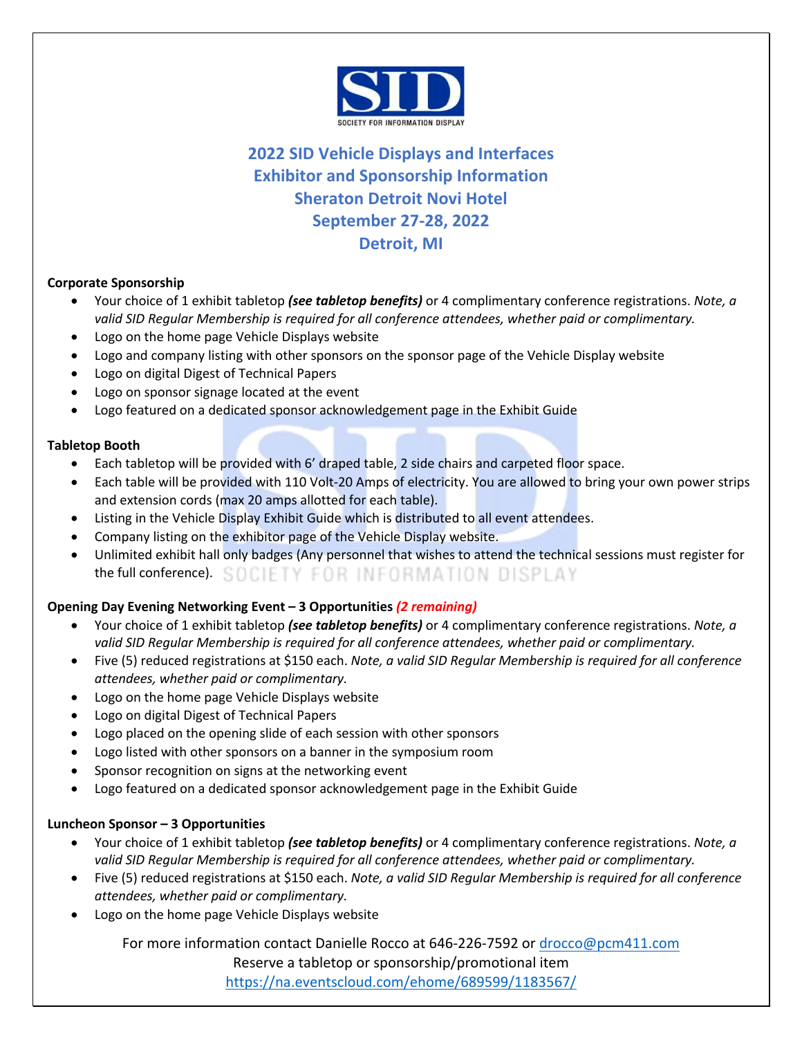# 2022 SID Vehicle Displays and Interfaces
# Exhibitor and Sponsorship Information
# Sheraton Detroit Novi Hotel
# September 27-28, 2022
# Detroit, MI

**Corporate Sponsorship**

- Your choice of 1 exhibit tabletop ***(see tabletop benefits)*** or 4 complimentary conference registrations. *Note, a valid SID Regular Membership is required for all conference attendees, whether paid or complimentary.*
- Logo on the home page Vehicle Displays website
- Logo and company listing with other sponsors on the sponsor page of the Vehicle Display website
- Logo on digital Digest of Technical Papers
- Logo on sponsor signage located at the event
- Logo featured on a dedicated sponsor acknowledgement page in the Exhibit Guide

**Tabletop Booth**

- Each tabletop will be provided with 6' draped table, 2 side chairs and carpeted floor space.
- Each table will be provided with 110 Volt-20 Amps of electricity. You are allowed to bring your own power strips and extension cords (max 20 amps allotted for each table).
- Listing in the Vehicle Display Exhibit Guide which is distributed to all event attendees.
- Company listing on the exhibitor page of the Vehicle Display website.
- Unlimited exhibit hall only badges (Any personnel that wishes to attend the technical sessions must register for the full conference).

**Opening Day Evening Networking Event – 3 Opportunities** *(2 remaining)*

- Your choice of 1 exhibit tabletop ***(see tabletop benefits)*** or 4 complimentary conference registrations. *Note, a valid SID Regular Membership is required for all conference attendees, whether paid or complimentary.*
- Five (5) reduced registrations at $150 each. *Note, a valid SID Regular Membership is required for all conference attendees, whether paid or complimentary.*
- Logo on the home page Vehicle Displays website
- Logo on digital Digest of Technical Papers
- Logo placed on the opening slide of each session with other sponsors
- Logo listed with other sponsors on a banner in the symposium room
- Sponsor recognition on signs at the networking event
- Logo featured on a dedicated sponsor acknowledgement page in the Exhibit Guide

**Luncheon Sponsor – 3 Opportunities**

- Your choice of 1 exhibit tabletop ***(see tabletop benefits)*** or 4 complimentary conference registrations. *Note, a valid SID Regular Membership is required for all conference attendees, whether paid or complimentary.*
- Five (5) reduced registrations at $150 each. *Note, a valid SID Regular Membership is required for all conference attendees, whether paid or complimentary.*
- Logo on the home page Vehicle Displays website

For more information contact Danielle Rocco at 646-226-7592 or [drocco@pcm411.com](mailto:drocco@pcm411.com)
Reserve a tabletop or sponsorship/promotional item
[https://na.eventscloud.com/ehome/689599/1183567/](https://na.eventscloud.com/ehome/689599/1183567/)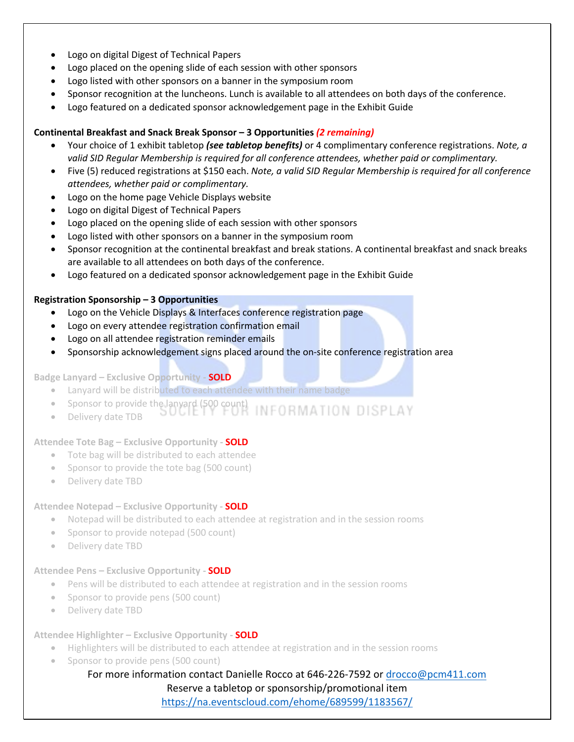- Logo on digital Digest of Technical Papers
- Logo placed on the opening slide of each session with other sponsors
- Logo listed with other sponsors on a banner in the symposium room
- Sponsor recognition at the luncheons. Lunch is available to all attendees on both days of the conference.
- Logo featured on a dedicated sponsor acknowledgement page in the Exhibit Guide

**Continental Breakfast and Snack Break Sponsor – 3 Opportunities** ***(2 remaining)***

- Your choice of 1 exhibit tabletop ***(see tabletop benefits)*** or 4 complimentary conference registrations. *Note, a valid SID Regular Membership is required for all conference attendees, whether paid or complimentary.*
- Five (5) reduced registrations at $150 each. *Note, a valid SID Regular Membership is required for all conference attendees, whether paid or complimentary.*
- Logo on the home page Vehicle Displays website
- Logo on digital Digest of Technical Papers
- Logo placed on the opening slide of each session with other sponsors
- Logo listed with other sponsors on a banner in the symposium room
- Sponsor recognition at the continental breakfast and break stations. A continental breakfast and snack breaks are available to all attendees on both days of the conference.
- Logo featured on a dedicated sponsor acknowledgement page in the Exhibit Guide

**Registration Sponsorship – 3 Opportunities**

- Logo on the Vehicle Displays & Interfaces conference registration page
- Logo on every attendee registration confirmation email
- Logo on all attendee registration reminder emails
- Sponsorship acknowledgement signs placed around the on-site conference registration area

**Badge Lanyard – Exclusive Opportunity - SOLD**

- Lanyard will be distributed to each attendee with their name badge
- Sponsor to provide the lanyard (500 count)
- Delivery date TDB

**Attendee Tote Bag – Exclusive Opportunity - SOLD**

- Tote bag will be distributed to each attendee
- Sponsor to provide the tote bag (500 count)
- Delivery date TBD

**Attendee Notepad – Exclusive Opportunity - SOLD**

- Notepad will be distributed to each attendee at registration and in the session rooms
- Sponsor to provide notepad (500 count)
- Delivery date TBD

**Attendee Pens – Exclusive Opportunity - SOLD**

- Pens will be distributed to each attendee at registration and in the session rooms
- Sponsor to provide pens (500 count)
- Delivery date TBD

**Attendee Highlighter – Exclusive Opportunity - SOLD**

- Highlighters will be distributed to each attendee at registration and in the session rooms
- Sponsor to provide pens (500 count)

For more information contact Danielle Rocco at 646-226-7592 or [drocco@pcm411.com](mailto:drocco@pcm411.com)

Reserve a tabletop or sponsorship/promotional item

[https://na.eventscloud.com/ehome/689599/1183567/](https://na.eventscloud.com/ehome/689599/1183567/)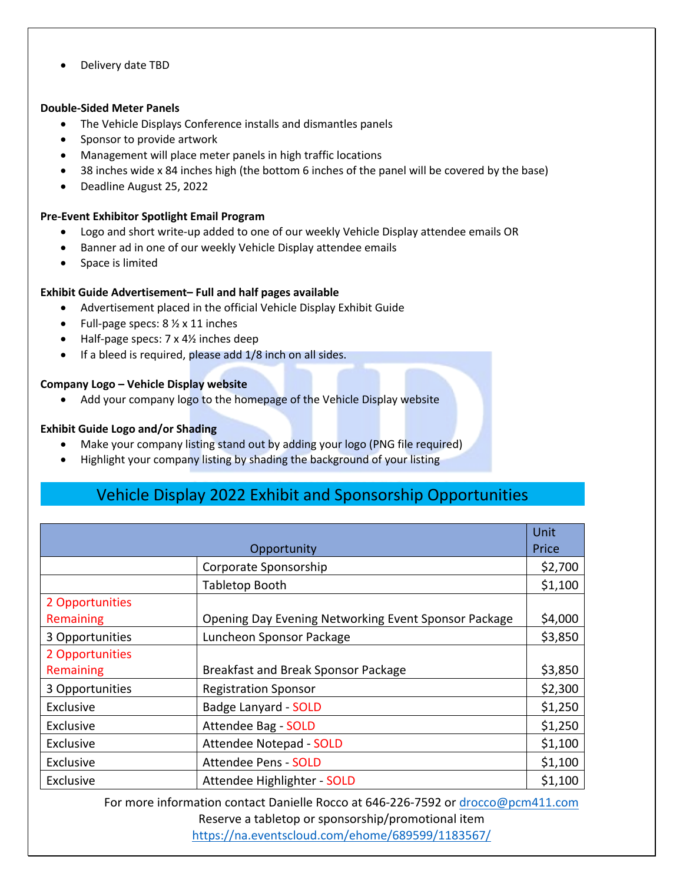- Delivery date TBD

**Double-Sided Meter Panels**

- The Vehicle Displays Conference installs and dismantles panels
- Sponsor to provide artwork
- Management will place meter panels in high traffic locations
- 38 inches wide x 84 inches high (the bottom 6 inches of the panel will be covered by the base)
- Deadline August 25, 2022

**Pre-Event Exhibitor Spotlight Email Program**

- Logo and short write-up added to one of our weekly Vehicle Display attendee emails OR
- Banner ad in one of our weekly Vehicle Display attendee emails
- Space is limited

**Exhibit Guide Advertisement– Full and half pages available**

- Advertisement placed in the official Vehicle Display Exhibit Guide
- Full-page specs: 8 ½ x 11 inches
- Half-page specs: 7 x 4½ inches deep
- If a bleed is required, please add 1/8 inch on all sides.

**Company Logo – Vehicle Display website**

- Add your company logo to the homepage of the Vehicle Display website

**Exhibit Guide Logo and/or Shading**

- Make your company listing stand out by adding your logo (PNG file required)
- Highlight your company listing by shading the background of your listing

## Vehicle Display 2022 Exhibit and Sponsorship Opportunities

| Opportunity | | Unit Price |
|---|---|---|
| | Corporate Sponsorship | $2,700 |
| | Tabletop Booth | $1,100 |
| 2 Opportunities Remaining | Opening Day Evening Networking Event Sponsor Package | $4,000 |
| 3 Opportunities | Luncheon Sponsor Package | $3,850 |
| 2 Opportunities Remaining | Breakfast and Break Sponsor Package | $3,850 |
| 3 Opportunities | Registration Sponsor | $2,300 |
| Exclusive | Badge Lanyard - SOLD | $1,250 |
| Exclusive | Attendee Bag - SOLD | $1,250 |
| Exclusive | Attendee Notepad - SOLD | $1,100 |
| Exclusive | Attendee Pens - SOLD | $1,100 |
| Exclusive | Attendee Highlighter - SOLD | $1,100 |

For more information contact Danielle Rocco at 646-226-7592 or drocco@pcm411.com

Reserve a tabletop or sponsorship/promotional item

https://na.eventscloud.com/ehome/689599/1183567/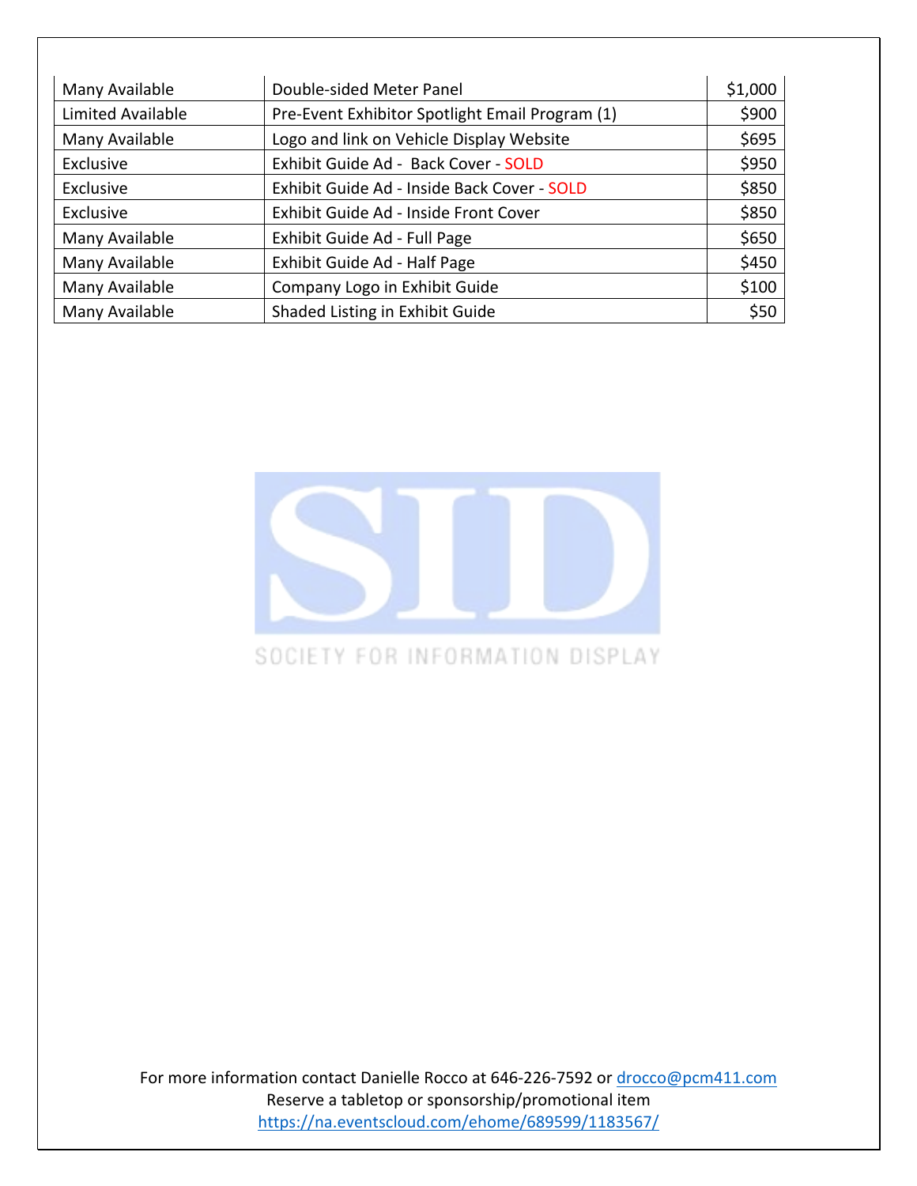| | | |
|---|---|---|
| Many Available | Double-sided Meter Panel | $1,000 |
| Limited Available | Pre-Event Exhibitor Spotlight Email Program (1) | $900 |
| Many Available | Logo and link on Vehicle Display Website | $695 |
| Exclusive | Exhibit Guide Ad - Back Cover - SOLD | $950 |
| Exclusive | Exhibit Guide Ad - Inside Back Cover - SOLD | $850 |
| Exclusive | Exhibit Guide Ad - Inside Front Cover | $850 |
| Many Available | Exhibit Guide Ad - Full Page | $650 |
| Many Available | Exhibit Guide Ad - Half Page | $450 |
| Many Available | Company Logo in Exhibit Guide | $100 |
| Many Available | Shaded Listing in Exhibit Guide | $50 |

SID

SOCIETY FOR INFORMATION DISPLAY

For more information contact Danielle Rocco at 646-226-7592 or drocco@pcm411.com
Reserve a tabletop or sponsorship/promotional item
https://na.eventscloud.com/ehome/689599/1183567/